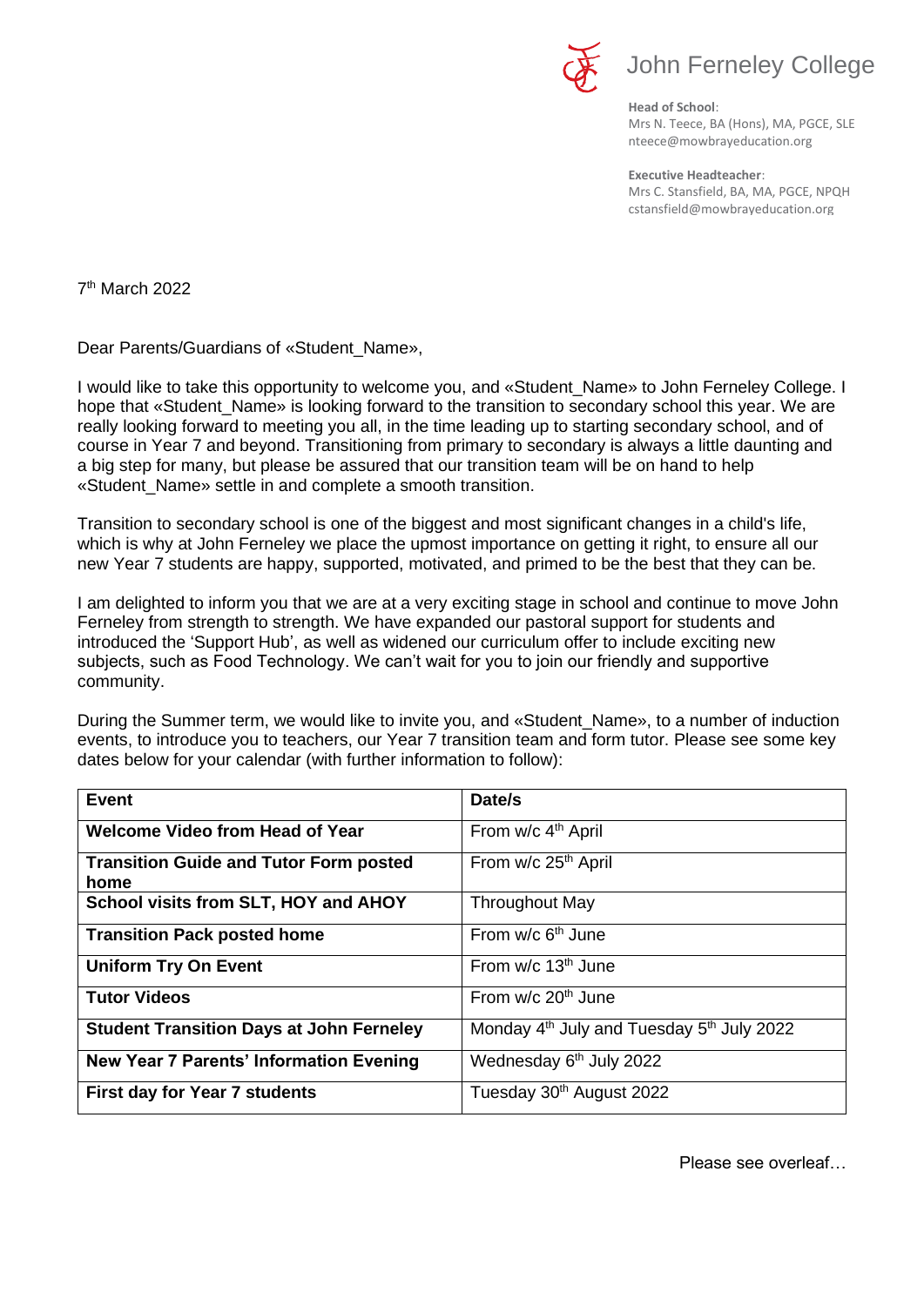# John Ferneley College

**Head of School**:
Mrs N. Teece, BA (Hons), MA, PGCE, SLE
nteece@mowbrayeducation.org

**Executive Headteacher**:
Mrs C. Stansfield, BA, MA, PGCE, NPQH
cstansfield@mowbrayeducation.org

7th March 2022

Dear Parents/Guardians of «Student_Name»,

I would like to take this opportunity to welcome you, and «Student_Name» to John Ferneley College. I hope that «Student_Name» is looking forward to the transition to secondary school this year. We are really looking forward to meeting you all, in the time leading up to starting secondary school, and of course in Year 7 and beyond. Transitioning from primary to secondary is always a little daunting and a big step for many, but please be assured that our transition team will be on hand to help «Student_Name» settle in and complete a smooth transition.

Transition to secondary school is one of the biggest and most significant changes in a child's life, which is why at John Ferneley we place the upmost importance on getting it right, to ensure all our new Year 7 students are happy, supported, motivated, and primed to be the best that they can be.

I am delighted to inform you that we are at a very exciting stage in school and continue to move John Ferneley from strength to strength. We have expanded our pastoral support for students and introduced the 'Support Hub', as well as widened our curriculum offer to include exciting new subjects, such as Food Technology. We can't wait for you to join our friendly and supportive community.

During the Summer term, we would like to invite you, and «Student_Name», to a number of induction events, to introduce you to teachers, our Year 7 transition team and form tutor. Please see some key dates below for your calendar (with further information to follow):

| Event | Date/s |
|---|---|
| **Welcome Video from Head of Year** | From w/c 4th April |
| **Transition Guide and Tutor Form posted home** | From w/c 25th April |
| **School visits from SLT, HOY and AHOY** | Throughout May |
| **Transition Pack posted home** | From w/c 6th June |
| **Uniform Try On Event** | From w/c 13th June |
| **Tutor Videos** | From w/c 20th June |
| **Student Transition Days at John Ferneley** | Monday 4th July and Tuesday 5th July 2022 |
| **New Year 7 Parents' Information Evening** | Wednesday 6th July 2022 |
| **First day for Year 7 students** | Tuesday 30th August 2022 |

Please see overleaf…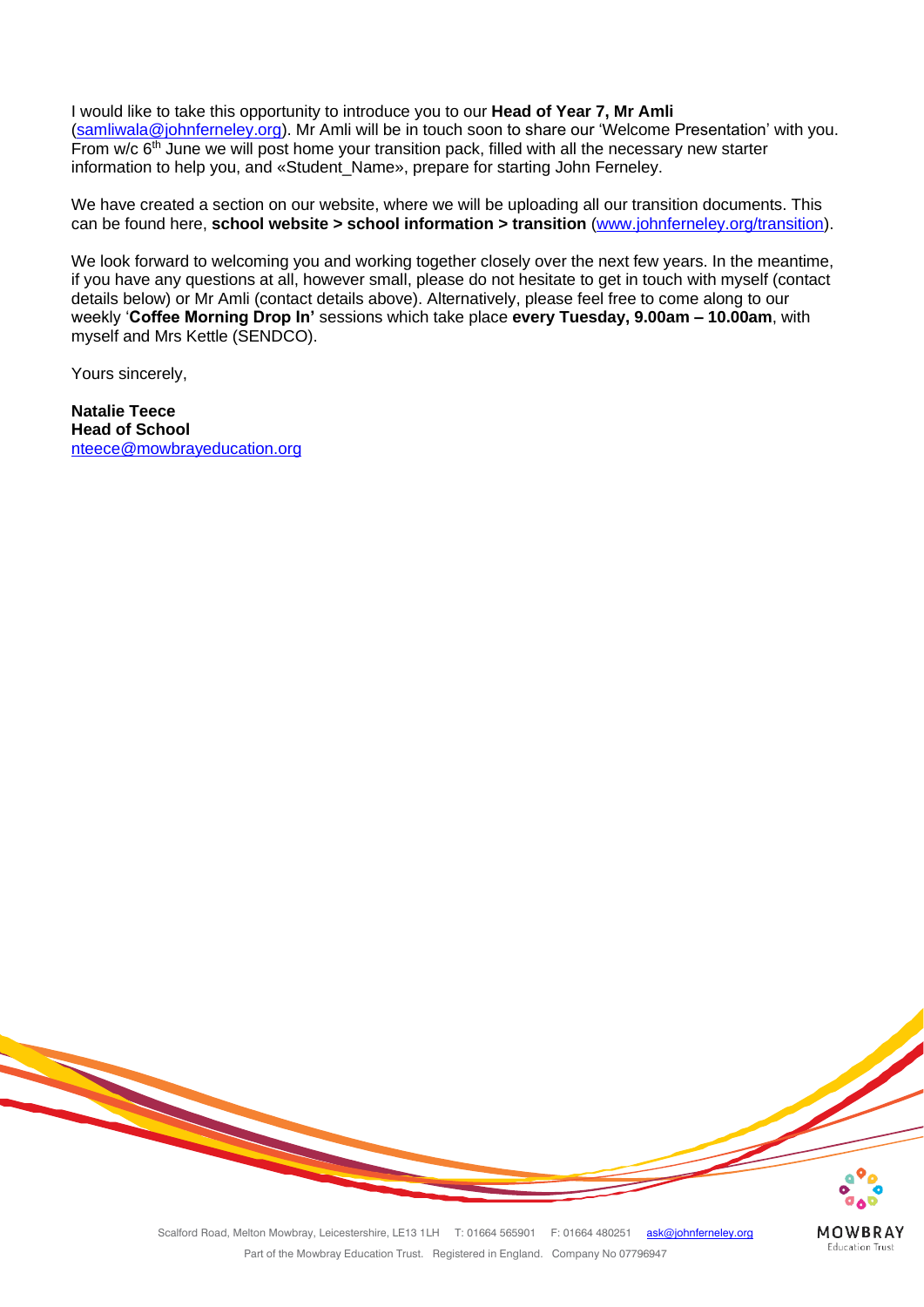I would like to take this opportunity to introduce you to our **Head of Year 7, Mr Amli** (samliwala@johnferneley.org). Mr Amli will be in touch soon to share our 'Welcome Presentation' with you. From w/c 6th June we will post home your transition pack, filled with all the necessary new starter information to help you, and «Student_Name», prepare for starting John Ferneley.

We have created a section on our website, where we will be uploading all our transition documents. This can be found here, **school website > school information > transition** (www.johnferneley.org/transition).

We look forward to welcoming you and working together closely over the next few years. In the meantime, if you have any questions at all, however small, please do not hesitate to get in touch with myself (contact details below) or Mr Amli (contact details above). Alternatively, please feel free to come along to our weekly '**Coffee Morning Drop In'** sessions which take place **every Tuesday, 9.00am – 10.00am**, with myself and Mrs Kettle (SENDCO).

Yours sincerely,

**Natalie Teece**
**Head of School**
nteece@mowbrayeducation.org

Scalford Road, Melton Mowbray, Leicestershire, LE13 1LH T: 01664 565901 F: 01664 480251 ask@johnferneley.org

Part of the Mowbray Education Trust. Registered in England. Company No 07796947

MOWBRAY Education Trust